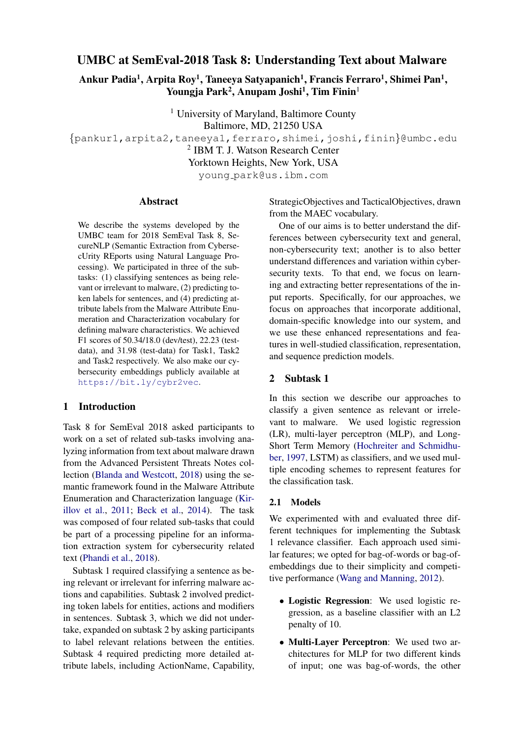# UMBC at SemEval-2018 Task 8: Understanding Text about Malware

**Ankur Padia[1], Arpita Roy[1], Taneeya Satyapanich[1], Francis Ferraro[1], Shimei Pan[1], Youngja Park[2], Anupam Joshi[1], Tim Finin[1]**

[1] University of Maryland, Baltimore County
Baltimore, MD, 21250 USA
{pankur1,arpita2,taneeya1,ferraro,shimei,joshi,finin}@umbc.edu
[2] IBM T. J. Watson Research Center
Yorktown Heights, New York, USA
young_park@us.ibm.com

## Abstract

We describe the systems developed by the UMBC team for 2018 SemEval Task 8, SecureNLP (Semantic Extraction from CybersecUrity REports using Natural Language Processing). We participated in three of the subtasks: (1) classifying sentences as being relevant or irrelevant to malware, (2) predicting token labels for sentences, and (4) predicting attribute labels from the Malware Attribute Enumeration and Characterization vocabulary for defining malware characteristics. We achieved F1 scores of 50.34/18.0 (dev/test), 22.23 (test-data), and 31.98 (test-data) for Task1, Task2 and Task2 respectively. We also make our cybersecurity embeddings publicly available at https://bit.ly/cybr2vec.

## 1 Introduction

Task 8 for SemEval 2018 asked participants to work on a set of related sub-tasks involving analyzing information from text about malware drawn from the Advanced Persistent Threats Notes collection (Blanda and Westcott, 2018) using the semantic framework found in the Malware Attribute Enumeration and Characterization language (Kirillov et al., 2011; Beck et al., 2014). The task was composed of four related sub-tasks that could be part of a processing pipeline for an information extraction system for cybersecurity related text (Phandi et al., 2018).

Subtask 1 required classifying a sentence as being relevant or irrelevant for inferring malware actions and capabilities. Subtask 2 involved predicting token labels for entities, actions and modifiers in sentences. Subtask 3, which we did not undertake, expanded on subtask 2 by asking participants to label relevant relations between the entities. Subtask 4 required predicting more detailed attribute labels, including ActionName, Capability, StrategicObjectives and TacticalObjectives, drawn from the MAEC vocabulary.

One of our aims is to better understand the differences between cybersecurity text and general, non-cybersecurity text; another is to also better understand differences and variation within cybersecurity texts. To that end, we focus on learning and extracting better representations of the input reports. Specifically, for our approaches, we focus on approaches that incorporate additional, domain-specific knowledge into our system, and we use these enhanced representations and features in well-studied classification, representation, and sequence prediction models.

## 2 Subtask 1

In this section we describe our approaches to classify a given sentence as relevant or irrelevant to malware. We used logistic regression (LR), multi-layer perceptron (MLP), and Long-Short Term Memory (Hochreiter and Schmidhuber, 1997, LSTM) as classifiers, and we used multiple encoding schemes to represent features for the classification task.

### 2.1 Models

We experimented with and evaluated three different techniques for implementing the Subtask 1 relevance classifier. Each approach used similar features; we opted for bag-of-words or bag-of-embeddings due to their simplicity and competitive performance (Wang and Manning, 2012).

- **Logistic Regression**: We used logistic regression, as a baseline classifier with an L2 penalty of 10.
- **Multi-Layer Perceptron**: We used two architectures for MLP for two different kinds of input; one was bag-of-words, the other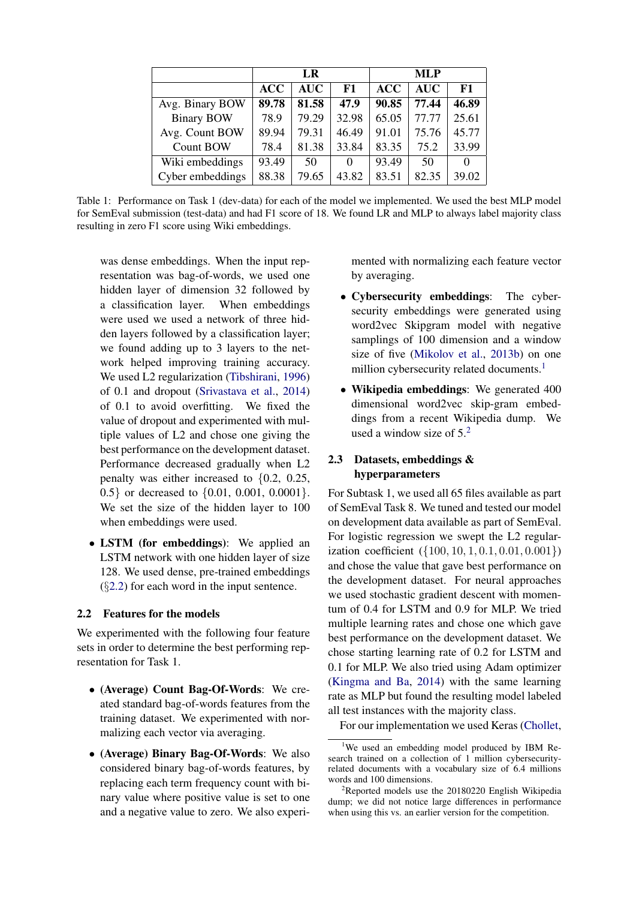| | LR | | | MLP | | |
|---|---|---|---|---|---|---|
| | **ACC** | **AUC** | **F1** | **ACC** | **AUC** | **F1** |
| Avg. Binary BOW | **89.78** | **81.58** | **47.9** | **90.85** | **77.44** | **46.89** |
| Binary BOW | 78.9 | 79.29 | 32.98 | 65.05 | 77.77 | 25.61 |
| Avg. Count BOW | 89.94 | 79.31 | 46.49 | 91.01 | 75.76 | 45.77 |
| Count BOW | 78.4 | 81.38 | 33.84 | 83.35 | 75.2 | 33.99 |
| Wiki embeddings | 93.49 | 50 | 0 | 93.49 | 50 | 0 |
| Cyber embeddings | 88.38 | 79.65 | 43.82 | 83.51 | 82.35 | 39.02 |

Table 1: Performance on Task 1 (dev-data) for each of the model we implemented. We used the best MLP model for SemEval submission (test-data) and had F1 score of 18. We found LR and MLP to always label majority class resulting in zero F1 score using Wiki embeddings.

was dense embeddings. When the input representation was bag-of-words, we used one hidden layer of dimension 32 followed by a classification layer. When embeddings were used we used a network of three hidden layers followed by a classification layer; we found adding up to 3 layers to the network helped improving training accuracy. We used L2 regularization (Tibshirani, 1996) of 0.1 and dropout (Srivastava et al., 2014) of 0.1 to avoid overfitting. We fixed the value of dropout and experimented with multiple values of L2 and chose one giving the best performance on the development dataset. Performance decreased gradually when L2 penalty was either increased to {0.2, 0.25, 0.5} or decreased to {0.01, 0.001, 0.0001}. We set the size of the hidden layer to 100 when embeddings were used.

- **LSTM (for embeddings)**: We applied an LSTM network with one hidden layer of size 128. We used dense, pre-trained embeddings (§2.2) for each word in the input sentence.

## 2.2 Features for the models

We experimented with the following four feature sets in order to determine the best performing representation for Task 1.

- **(Average) Count Bag-Of-Words**: We created standard bag-of-words features from the training dataset. We experimented with normalizing each vector via averaging.
- **(Average) Binary Bag-Of-Words**: We also considered binary bag-of-words features, by replacing each term frequency count with binary value where positive value is set to one and a negative value to zero. We also experimented with normalizing each feature vector by averaging.
- **Cybersecurity embeddings**: The cybersecurity embeddings were generated using word2vec Skipgram model with negative samplings of 100 dimension and a window size of five (Mikolov et al., 2013b) on one million cybersecurity related documents.[1]
- **Wikipedia embeddings**: We generated 400 dimensional word2vec skip-gram embeddings from a recent Wikipedia dump. We used a window size of 5.[2]

## 2.3 Datasets, embeddings & hyperparameters

For Subtask 1, we used all 65 files available as part of SemEval Task 8. We tuned and tested our model on development data available as part of SemEval. For logistic regression we swept the L2 regularization coefficient ($\{100, 10, 1, 0.1, 0.01, 0.001\}$) and chose the value that gave best performance on the development dataset. For neural approaches we used stochastic gradient descent with momentum of 0.4 for LSTM and 0.9 for MLP. We tried multiple learning rates and chose one which gave best performance on the development dataset. We chose starting learning rate of 0.2 for LSTM and 0.1 for MLP. We also tried using Adam optimizer (Kingma and Ba, 2014) with the same learning rate as MLP but found the resulting model labeled all test instances with the majority class.

For our implementation we used Keras (Chollet,

[1] We used an embedding model produced by IBM Research trained on a collection of 1 million cybersecurity-related documents with a vocabulary size of 6.4 millions words and 100 dimensions.

[2] Reported models use the 20180220 English Wikipedia dump; we did not notice large differences in performance when using this vs. an earlier version for the competition.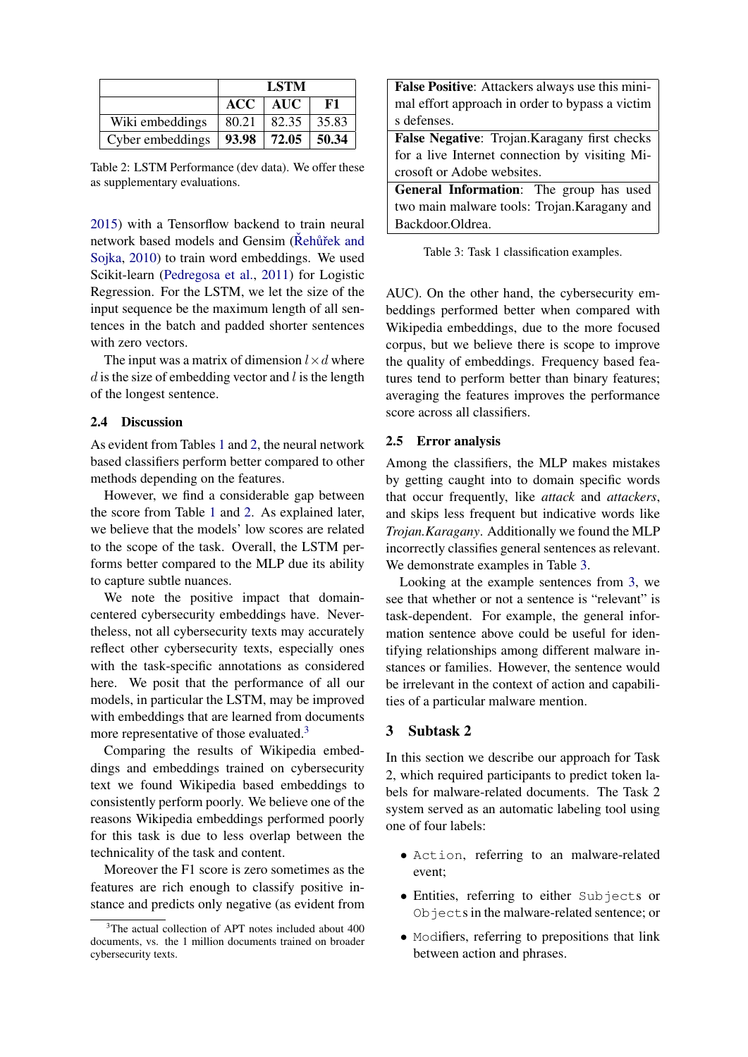| | LSTM | | |
|---|---|---|---|
| | **ACC** | **AUC** | **F1** |
| Wiki embeddings | 80.21 | 82.35 | 35.83 |
| Cyber embeddings | **93.98** | **72.05** | **50.34** |

Table 2: LSTM Performance (dev data). We offer these as supplementary evaluations.

2015) with a Tensorflow backend to train neural network based models and Gensim (Řehůřek and Sojka, 2010) to train word embeddings. We used Scikit-learn (Pedregosa et al., 2011) for Logistic Regression. For the LSTM, we let the size of the input sequence be the maximum length of all sentences in the batch and padded shorter sentences with zero vectors.

The input was a matrix of dimension $l \times d$ where $d$ is the size of embedding vector and $l$ is the length of the longest sentence.

### 2.4 Discussion

As evident from Tables 1 and 2, the neural network based classifiers perform better compared to other methods depending on the features.

However, we find a considerable gap between the score from Table 1 and 2. As explained later, we believe that the models' low scores are related to the scope of the task. Overall, the LSTM performs better compared to the MLP due its ability to capture subtle nuances.

We note the positive impact that domain-centered cybersecurity embeddings have. Nevertheless, not all cybersecurity texts may accurately reflect other cybersecurity texts, especially ones with the task-specific annotations as considered here. We posit that the performance of all our models, in particular the LSTM, may be improved with embeddings that are learned from documents more representative of those evaluated.[3]

Comparing the results of Wikipedia embeddings and embeddings trained on cybersecurity text we found Wikipedia based embeddings to consistently perform poorly. We believe one of the reasons Wikipedia embeddings performed poorly for this task is due to less overlap between the technicality of the task and content.

Moreover the F1 score is zero sometimes as the features are rich enough to classify positive instance and predicts only negative (as evident from AUC). On the other hand, the cybersecurity embeddings performed better when compared with Wikipedia embeddings, due to the more focused corpus, but we believe there is scope to improve the quality of embeddings. Frequency based features tend to perform better than binary features; averaging the features improves the performance score across all classifiers.

[3]The actual collection of APT notes included about 400 documents, vs. the 1 million documents trained on broader cybersecurity texts.

| |
|---|
| **False Positive**: Attackers always use this minimal effort approach in order to bypass a victim s defenses. |
| **False Negative**: Trojan.Karagany first checks for a live Internet connection by visiting Microsoft or Adobe websites. |
| **General Information**: The group has used two main malware tools: Trojan.Karagany and Backdoor.Oldrea. |

Table 3: Task 1 classification examples.

### 2.5 Error analysis

Among the classifiers, the MLP makes mistakes by getting caught into to domain specific words that occur frequently, like *attack* and *attackers*, and skips less frequent but indicative words like *Trojan.Karagany*. Additionally we found the MLP incorrectly classifies general sentences as relevant. We demonstrate examples in Table 3.

Looking at the example sentences from 3, we see that whether or not a sentence is "relevant" is task-dependent. For example, the general information sentence above could be useful for identifying relationships among different malware instances or families. However, the sentence would be irrelevant in the context of action and capabilities of a particular malware mention.

## 3 Subtask 2

In this section we describe our approach for Task 2, which required participants to predict token labels for malware-related documents. The Task 2 system served as an automatic labeling tool using one of four labels:

- `Action`, referring to an malware-related event;
- Entities, referring to either `Subjects` or `Objects` in the malware-related sentence; or
- `Modifiers`, referring to prepositions that link between action and phrases.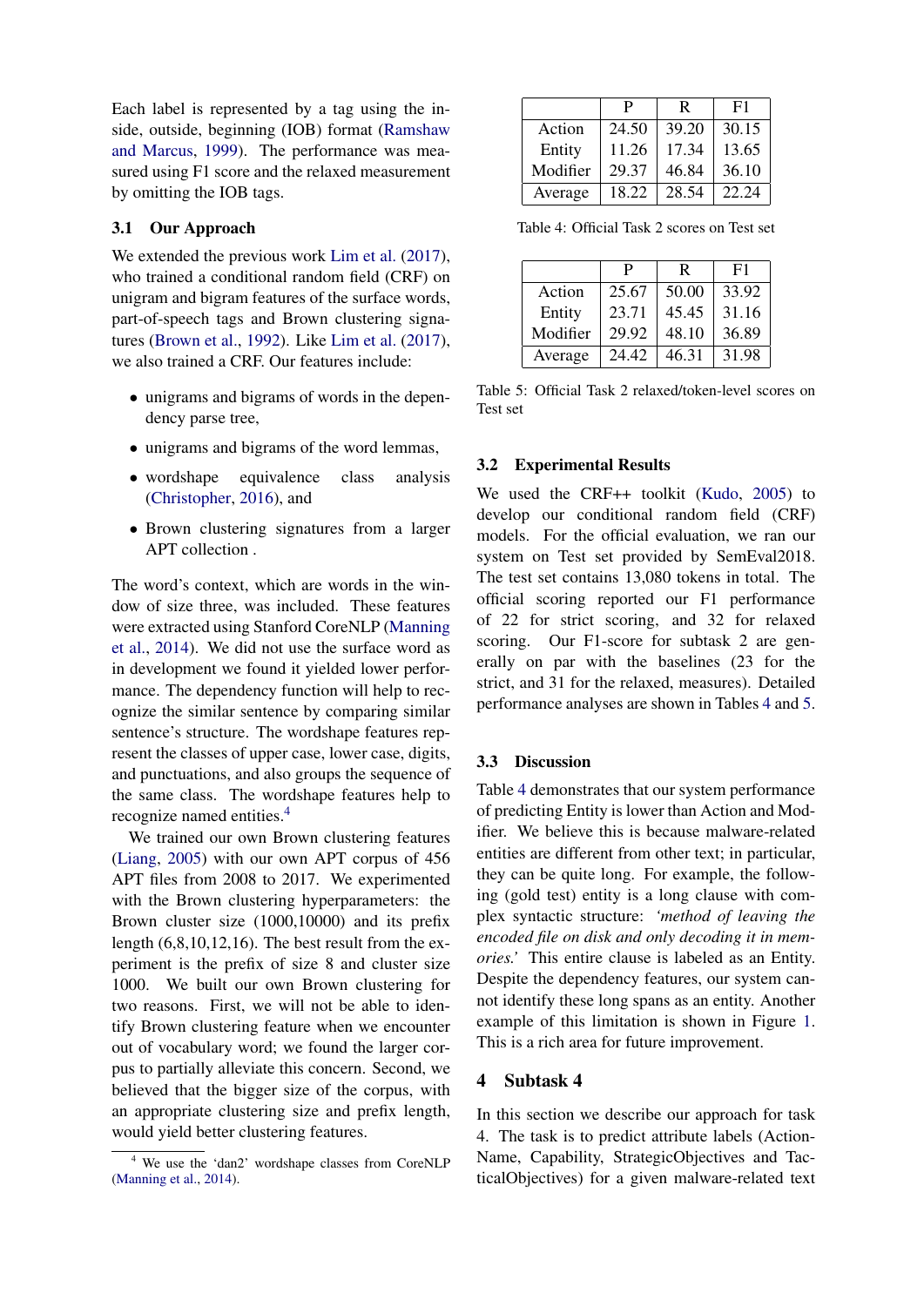Each label is represented by a tag using the inside, outside, beginning (IOB) format (Ramshaw and Marcus, 1999). The performance was measured using F1 score and the relaxed measurement by omitting the IOB tags.

### 3.1 Our Approach

We extended the previous work Lim et al. (2017), who trained a conditional random field (CRF) on unigram and bigram features of the surface words, part-of-speech tags and Brown clustering signatures (Brown et al., 1992). Like Lim et al. (2017), we also trained a CRF. Our features include:

- unigrams and bigrams of words in the dependency parse tree,
- unigrams and bigrams of the word lemmas,
- wordshape equivalence class analysis (Christopher, 2016), and
- Brown clustering signatures from a larger APT collection .

The word's context, which are words in the window of size three, was included. These features were extracted using Stanford CoreNLP (Manning et al., 2014). We did not use the surface word as in development we found it yielded lower performance. The dependency function will help to recognize the similar sentence by comparing similar sentence's structure. The wordshape features represent the classes of upper case, lower case, digits, and punctuations, and also groups the sequence of the same class. The wordshape features help to recognize named entities.[4]

We trained our own Brown clustering features (Liang, 2005) with our own APT corpus of 456 APT files from 2008 to 2017. We experimented with the Brown clustering hyperparameters: the Brown cluster size (1000,10000) and its prefix length (6,8,10,12,16). The best result from the experiment is the prefix of size 8 and cluster size 1000. We built our own Brown clustering for two reasons. First, we will not be able to identify Brown clustering feature when we encounter out of vocabulary word; we found the larger corpus to partially alleviate this concern. Second, we believed that the bigger size of the corpus, with an appropriate clustering size and prefix length, would yield better clustering features.

[4] We use the 'dan2' wordshape classes from CoreNLP (Manning et al., 2014).

| | P | R | F1 |
|---|---|---|---|
| Action | 24.50 | 39.20 | 30.15 |
| Entity | 11.26 | 17.34 | 13.65 |
| Modifier | 29.37 | 46.84 | 36.10 |
| Average | 18.22 | 28.54 | 22.24 |

Table 4: Official Task 2 scores on Test set

| | P | R | F1 |
|---|---|---|---|
| Action | 25.67 | 50.00 | 33.92 |
| Entity | 23.71 | 45.45 | 31.16 |
| Modifier | 29.92 | 48.10 | 36.89 |
| Average | 24.42 | 46.31 | 31.98 |

Table 5: Official Task 2 relaxed/token-level scores on Test set

### 3.2 Experimental Results

We used the CRF++ toolkit (Kudo, 2005) to develop our conditional random field (CRF) models. For the official evaluation, we ran our system on Test set provided by SemEval2018. The test set contains 13,080 tokens in total. The official scoring reported our F1 performance of 22 for strict scoring, and 32 for relaxed scoring. Our F1-score for subtask 2 are generally on par with the baselines (23 for the strict, and 31 for the relaxed, measures). Detailed performance analyses are shown in Tables 4 and 5.

### 3.3 Discussion

Table 4 demonstrates that our system performance of predicting Entity is lower than Action and Modifier. We believe this is because malware-related entities are different from other text; in particular, they can be quite long. For example, the following (gold test) entity is a long clause with complex syntactic structure: *'method of leaving the encoded file on disk and only decoding it in memories.'* This entire clause is labeled as an Entity. Despite the dependency features, our system cannot identify these long spans as an entity. Another example of this limitation is shown in Figure 1. This is a rich area for future improvement.

## 4 Subtask 4

In this section we describe our approach for task 4. The task is to predict attribute labels (ActionName, Capability, StrategicObjectives and TacticalObjectives) for a given malware-related text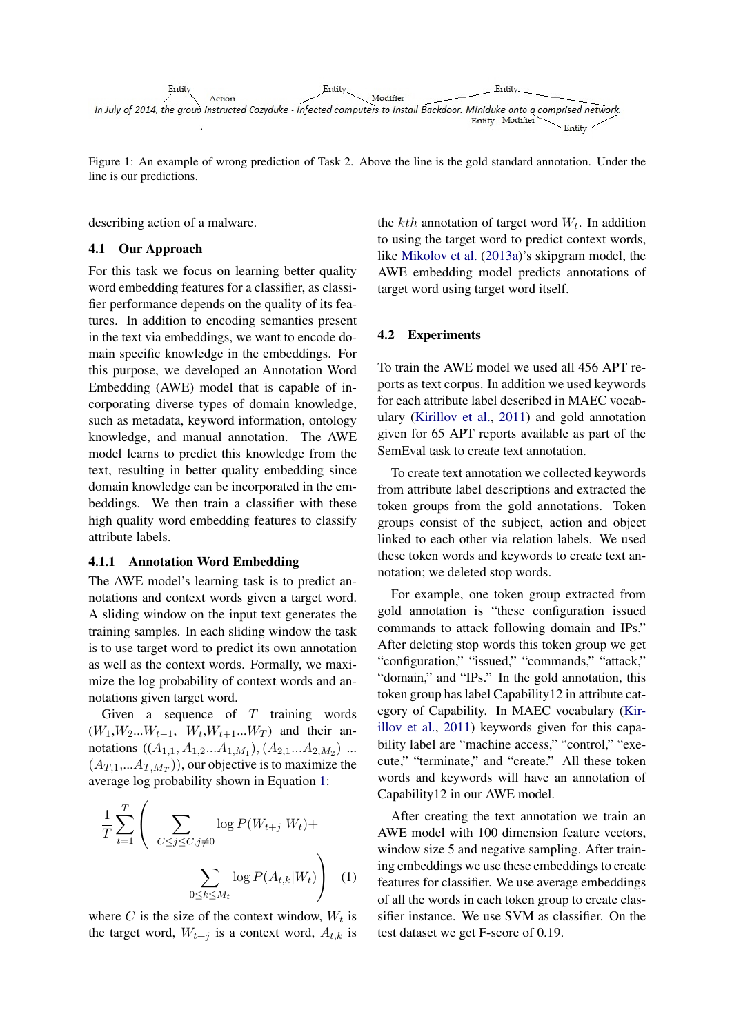In July of 2014, the group instructed Cozyduke - infected computers to install Backdoor. Miniduke onto a comprised network.

Figure 1: An example of wrong prediction of Task 2. Above the line is the gold standard annotation. Under the line is our predictions.

describing action of a malware.

### 4.1 Our Approach

For this task we focus on learning better quality word embedding features for a classifier, as classifier performance depends on the quality of its features. In addition to encoding semantics present in the text via embeddings, we want to encode domain specific knowledge in the embeddings. For this purpose, we developed an Annotation Word Embedding (AWE) model that is capable of incorporating diverse types of domain knowledge, such as metadata, keyword information, ontology knowledge, and manual annotation. The AWE model learns to predict this knowledge from the text, resulting in better quality embedding since domain knowledge can be incorporated in the embeddings. We then train a classifier with these high quality word embedding features to classify attribute labels.

#### 4.1.1 Annotation Word Embedding

The AWE model's learning task is to predict annotations and context words given a target word. A sliding window on the input text generates the training samples. In each sliding window the task is to use target word to predict its own annotation as well as the context words. Formally, we maximize the log probability of context words and annotations given target word.

Given a sequence of $T$ training words ($W_1$,$W_2$...$W_{t-1}$, $W_t$,$W_{t+1}$...$W_T$) and their annotations (($A_{1,1}, A_{1,2}...A_{1,M_1}$), ($A_{2,1}...A_{2,M_2}$) ... ($A_{T,1},...A_{T,M_T}$)), our objective is to maximize the average log probability shown in Equation 1:

$$\frac{1}{T}\sum_{t=1}^{T}\left(\sum_{-C\leq j\leq C, j\neq 0}\log P(W_{t+j}|W_t)+\sum_{0\leq k\leq M_t}\log P(A_{t,k}|W_t)\right) \quad (1)$$

where $C$ is the size of the context window, $W_t$ is the target word, $W_{t+j}$ is a context word, $A_{t,k}$ is the $kth$ annotation of target word $W_t$. In addition to using the target word to predict context words, like Mikolov et al. (2013a)'s skipgram model, the AWE embedding model predicts annotations of target word using target word itself.

### 4.2 Experiments

To train the AWE model we used all 456 APT reports as text corpus. In addition we used keywords for each attribute label described in MAEC vocabulary (Kirillov et al., 2011) and gold annotation given for 65 APT reports available as part of the SemEval task to create text annotation.

To create text annotation we collected keywords from attribute label descriptions and extracted the token groups from the gold annotations. Token groups consist of the subject, action and object linked to each other via relation labels. We used these token words and keywords to create text annotation; we deleted stop words.

For example, one token group extracted from gold annotation is "these configuration issued commands to attack following domain and IPs." After deleting stop words this token group we get "configuration," "issued," "commands," "attack," "domain," and "IPs." In the gold annotation, this token group has label Capability12 in attribute category of Capability. In MAEC vocabulary (Kirillov et al., 2011) keywords given for this capability label are "machine access," "control," "execute," "terminate," and "create." All these token words and keywords will have an annotation of Capability12 in our AWE model.

After creating the text annotation we train an AWE model with 100 dimension feature vectors, window size 5 and negative sampling. After training embeddings we use these embeddings to create features for classifier. We use average embeddings of all the words in each token group to create classifier instance. We use SVM as classifier. On the test dataset we get F-score of 0.19.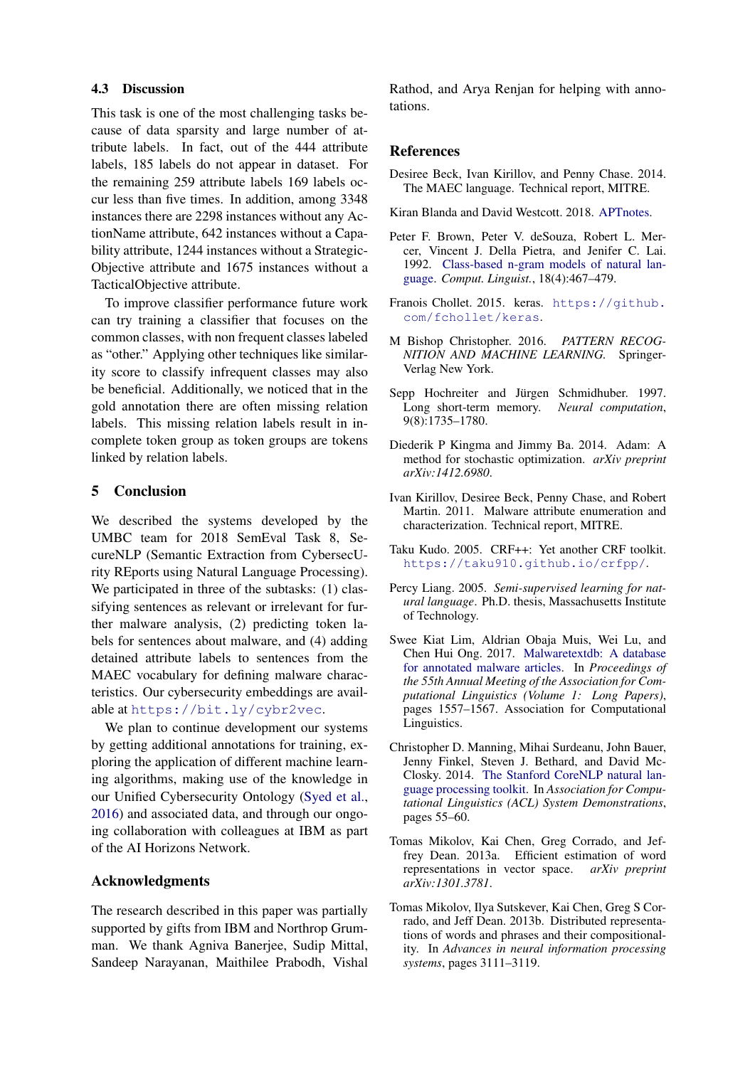### 4.3 Discussion

This task is one of the most challenging tasks because of data sparsity and large number of attribute labels. In fact, out of the 444 attribute labels, 185 labels do not appear in dataset. For the remaining 259 attribute labels 169 labels occur less than five times. In addition, among 3348 instances there are 2298 instances without any ActionName attribute, 642 instances without a Capability attribute, 1244 instances without a StrategicObjective attribute and 1675 instances without a TacticalObjective attribute.

To improve classifier performance future work can try training a classifier that focuses on the common classes, with non frequent classes labeled as "other." Applying other techniques like similarity score to classify infrequent classes may also be beneficial. Additionally, we noticed that in the gold annotation there are often missing relation labels. This missing relation labels result in incomplete token group as token groups are tokens linked by relation labels.

## 5 Conclusion

We described the systems developed by the UMBC team for 2018 SemEval Task 8, SecureNLP (Semantic Extraction from CybersecUrity REports using Natural Language Processing). We participated in three of the subtasks: (1) classifying sentences as relevant or irrelevant for further malware analysis, (2) predicting token labels for sentences about malware, and (4) adding detained attribute labels to sentences from the MAEC vocabulary for defining malware characteristics. Our cybersecurity embeddings are available at https://bit.ly/cybr2vec.

We plan to continue development our systems by getting additional annotations for training, exploring the application of different machine learning algorithms, making use of the knowledge in our Unified Cybersecurity Ontology (Syed et al., 2016) and associated data, and through our ongoing collaboration with colleagues at IBM as part of the AI Horizons Network.

## Acknowledgments

The research described in this paper was partially supported by gifts from IBM and Northrop Grumman. We thank Agniva Banerjee, Sudip Mittal, Sandeep Narayanan, Maithilee Prabodh, Vishal Rathod, and Arya Renjan for helping with annotations.

## References

Desiree Beck, Ivan Kirillov, and Penny Chase. 2014. The MAEC language. Technical report, MITRE.

Kiran Blanda and David Westcott. 2018. APTnotes.

Peter F. Brown, Peter V. deSouza, Robert L. Mercer, Vincent J. Della Pietra, and Jenifer C. Lai. 1992. Class-based n-gram models of natural language. *Comput. Linguist.*, 18(4):467–479.

Franois Chollet. 2015. keras. https://github.com/fchollet/keras.

M Bishop Christopher. 2016. *PATTERN RECOGNITION AND MACHINE LEARNING*. Springer-Verlag New York.

Sepp Hochreiter and Jürgen Schmidhuber. 1997. Long short-term memory. *Neural computation*, 9(8):1735–1780.

Diederik P Kingma and Jimmy Ba. 2014. Adam: A method for stochastic optimization. *arXiv preprint arXiv:1412.6980*.

Ivan Kirillov, Desiree Beck, Penny Chase, and Robert Martin. 2011. Malware attribute enumeration and characterization. Technical report, MITRE.

Taku Kudo. 2005. CRF++: Yet another CRF toolkit. https://taku910.github.io/crfpp/.

Percy Liang. 2005. *Semi-supervised learning for natural language*. Ph.D. thesis, Massachusetts Institute of Technology.

Swee Kiat Lim, Aldrian Obaja Muis, Wei Lu, and Chen Hui Ong. 2017. Malwaretextdb: A database for annotated malware articles. In *Proceedings of the 55th Annual Meeting of the Association for Computational Linguistics (Volume 1: Long Papers)*, pages 1557–1567. Association for Computational Linguistics.

Christopher D. Manning, Mihai Surdeanu, John Bauer, Jenny Finkel, Steven J. Bethard, and David McClosky. 2014. The Stanford CoreNLP natural language processing toolkit. In *Association for Computational Linguistics (ACL) System Demonstrations*, pages 55–60.

Tomas Mikolov, Kai Chen, Greg Corrado, and Jeffrey Dean. 2013a. Efficient estimation of word representations in vector space. *arXiv preprint arXiv:1301.3781*.

Tomas Mikolov, Ilya Sutskever, Kai Chen, Greg S Corrado, and Jeff Dean. 2013b. Distributed representations of words and phrases and their compositionality. In *Advances in neural information processing systems*, pages 3111–3119.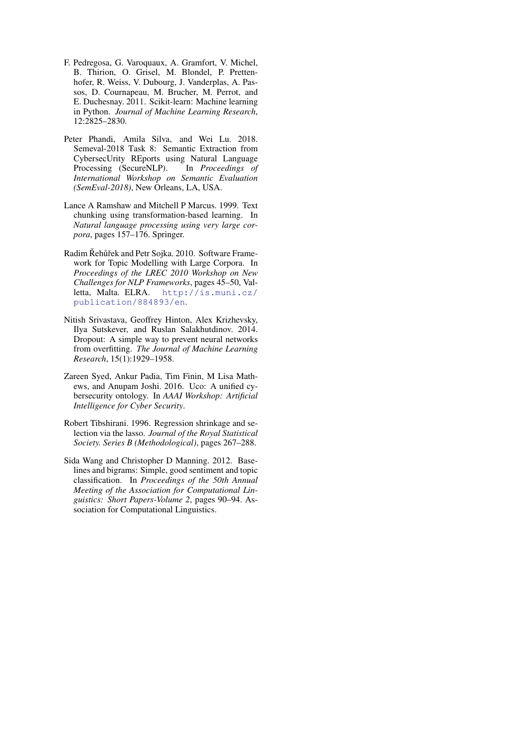F. Pedregosa, G. Varoquaux, A. Gramfort, V. Michel, B. Thirion, O. Grisel, M. Blondel, P. Prettenhofer, R. Weiss, V. Dubourg, J. Vanderplas, A. Passos, D. Cournapeau, M. Brucher, M. Perrot, and E. Duchesnay. 2011. Scikit-learn: Machine learning in Python. *Journal of Machine Learning Research*, 12:2825–2830.

Peter Phandi, Amila Silva, and Wei Lu. 2018. Semeval-2018 Task 8: Semantic Extraction from CybersecUrity REports using Natural Language Processing (SecureNLP). In *Proceedings of International Workshop on Semantic Evaluation (SemEval-2018)*, New Orleans, LA, USA.

Lance A Ramshaw and Mitchell P Marcus. 1999. Text chunking using transformation-based learning. In *Natural language processing using very large corpora*, pages 157–176. Springer.

Radim Řehůřek and Petr Sojka. 2010. Software Framework for Topic Modelling with Large Corpora. In *Proceedings of the LREC 2010 Workshop on New Challenges for NLP Frameworks*, pages 45–50, Valletta, Malta. ELRA. http://is.muni.cz/publication/884893/en.

Nitish Srivastava, Geoffrey Hinton, Alex Krizhevsky, Ilya Sutskever, and Ruslan Salakhutdinov. 2014. Dropout: A simple way to prevent neural networks from overfitting. *The Journal of Machine Learning Research*, 15(1):1929–1958.

Zareen Syed, Ankur Padia, Tim Finin, M Lisa Mathews, and Anupam Joshi. 2016. Uco: A unified cybersecurity ontology. In *AAAI Workshop: Artificial Intelligence for Cyber Security*.

Robert Tibshirani. 1996. Regression shrinkage and selection via the lasso. *Journal of the Royal Statistical Society. Series B (Methodological)*, pages 267–288.

Sida Wang and Christopher D Manning. 2012. Baselines and bigrams: Simple, good sentiment and topic classification. In *Proceedings of the 50th Annual Meeting of the Association for Computational Linguistics: Short Papers-Volume 2*, pages 90–94. Association for Computational Linguistics.